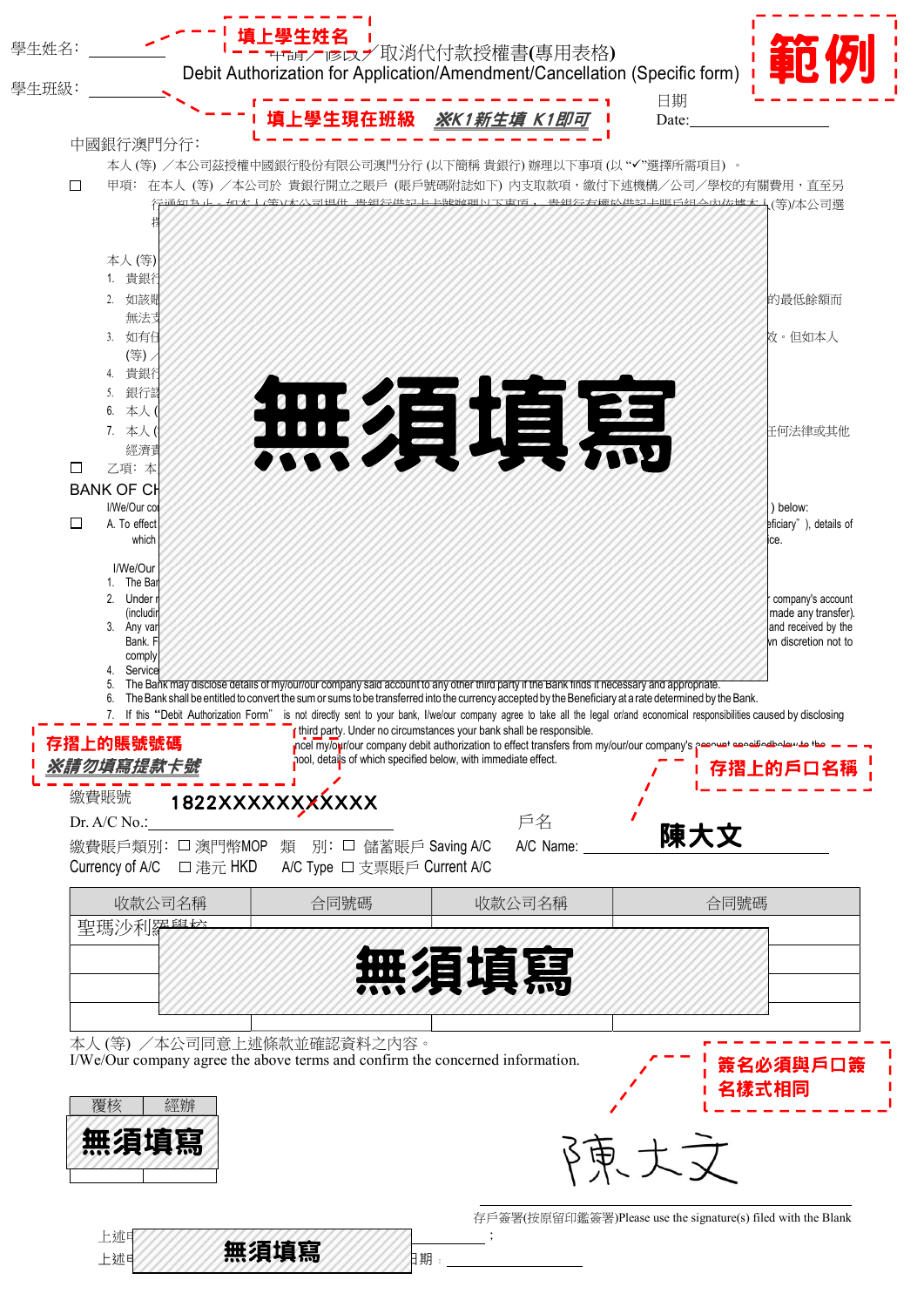學生姓名：__________ 填上學生姓名

學生班級：__________ 填上學生現在班級 ※K1新生填 K1即可

# 申請／修改／取消代付款授權書(專用表格)

Debit Authorization for Application/Amendment/Cancellation (Specific form)

**範例**

日期 Date:______________

中國銀行澳門分行：

本人 (等) ／本公司茲授權中國銀行股份有限公司澳門分行 (以下簡稱 貴銀行) 辦理以下事項 (以 "✓"選擇所需項目) 。

☐ 甲項： 在本人 (等) ／本公司於 貴銀行開立之賬戶 (賬戶號碼附誌如下) 內支取款項，繳付下述機構／公司／學校的有關費用，直至另行通知為止。如本人(等)/本公司提供 貴銀行借記卡卡號辦理以下事項， 貴銀行有權於借記卡賬戶組合內依據本人(等)/本公司選擇

本人 (等)

1. 貴銀行
2. 如該賬 ... 的最低餘額而無法支
3. 如有任 ... 改。但如本人(等)／
4. 貴銀行
5. 銀行設
6. 本人 (
7. 本人 ( ... 任何法律或其他經濟責

**無須填寫**

☐ 乙項： 本

BANK OF CH

I/We/Our co ... ) below:

☐ A. To effect ... eficiary" ), details of which ... ce.

I/We/Our

1. The Ban
2. Under r ... company's account (includin ... made any transfer).
3. Any var ... and received by the Bank. F ... n discretion not to comply
4. Service
5. The Bank may disclose details of my/our/our company said account to any other third party if the Bank finds it necessary and appropriate.
6. The Bank shall be entitled to convert the sum or sums to be transferred into the currency accepted by the Beneficiary at a rate determined by the Bank.
7. If this "Debit Authorization Form" is not directly sent to your bank, I/we/our company agree to take all the legal or/and economical responsibilities caused by disclosing ... third party. Under no circumstances your bank shall be responsible.

... ncel my/our/our company debit authorization to effect transfers from my/our/our company's account specified below to the ... hool, details of which specified below, with immediate effect.

存摺上的賬號號碼 ※請勿填寫提款卡號

存摺上的戶口名稱

繳費賬號 Dr. A/C No.: 1822XXXXXXXXXX

戶名 A/C Name: **陳大文**

繳費賬戶類別：Currency of A/C ☐ 澳門幣MOP ☐ 港元 HKD

類 別：A/C Type ☐ 儲蓄賬戶 Saving A/C ☐ 支票賬戶 Current A/C

| 收款公司名稱 | 合同號碼 | 收款公司名稱 | 合同號碼 |
|---|---|---|---|
| 聖瑪沙利羅學校 | | | |
| 無須填寫 | | | |
| | | | |
| | | | |

本人 (等) ／本公司同意上述條款並確認資料之內容。

I/We/Our company agree the above terms and confirm the concerned information.

簽名必須與戶口簽名樣式相同

| 覆核 | 經辦 |
|---|---|
| 無須填寫 | |

陳大文

存戶簽署(按原留印鑑簽署)Please use the signature(s) filed with the Bank

上述 ... 無須填寫 ... ；

上述 ... 日期：__________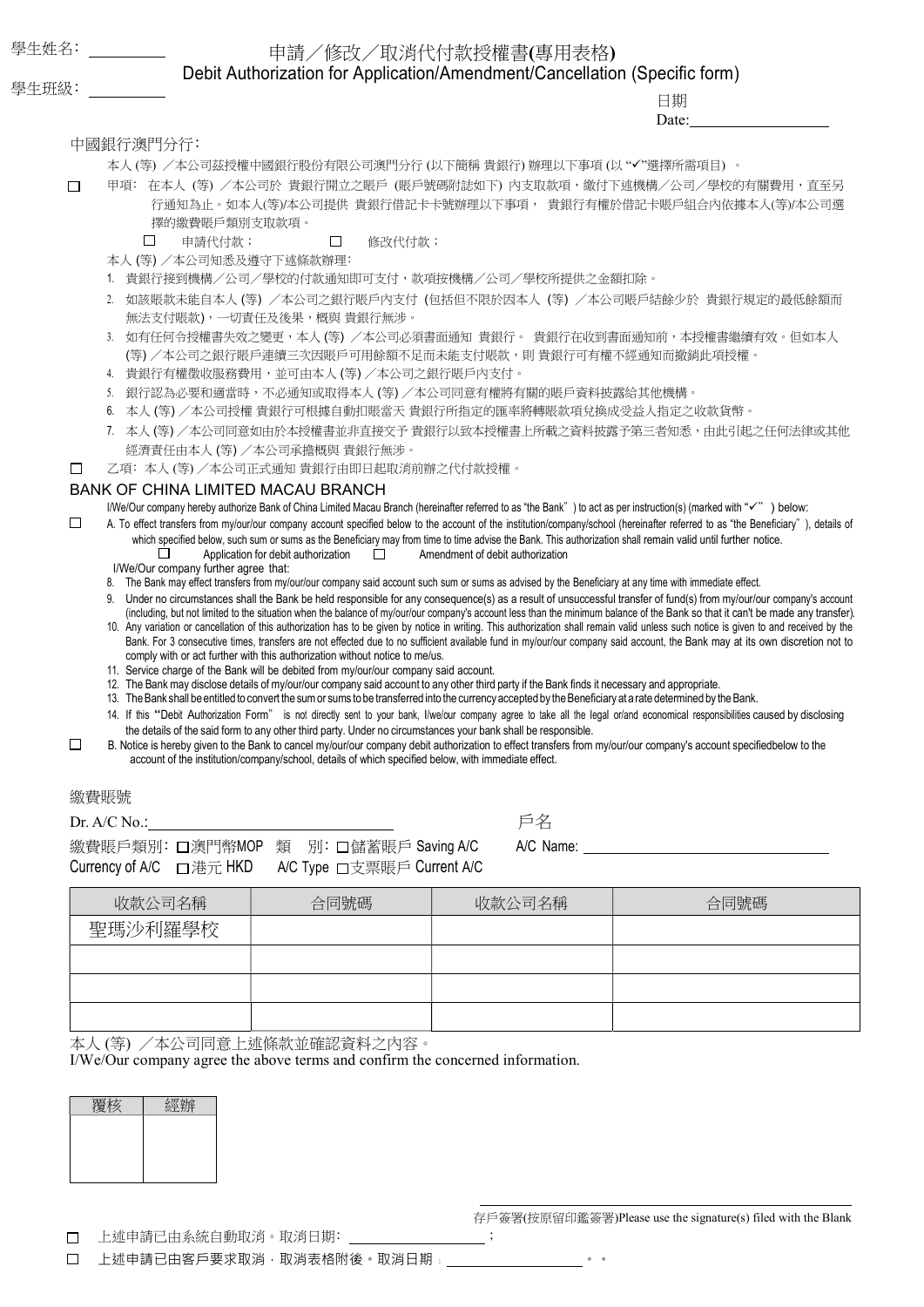學生姓名：

學生班級：

# 申請／修改／取消代付款授權書(專用表格)

## Debit Authorization for Application/Amendment/Cancellation (Specific form)

日期

Date:

中國銀行澳門分行：

本人 (等) ／本公司茲授權中國銀行股份有限公司澳門分行 (以下簡稱 貴銀行) 辦理以下事項 (以 "✓"選擇所需項目) 。

☐ 甲項： 在本人 (等) ／本公司於 貴銀行開立之賬戶 (賬戶號碼附誌如下) 內支取款項，繳付下述機構／公司／學校的有關費用，直至另行通知為止。如本人(等)/本公司提供 貴銀行借記卡卡號辦理以下事項， 貴銀行有權於借記卡賬戶組合內依據本人(等)/本公司選擇的繳費賬戶類別支取款項。

☐ 申請代付款； ☐ 修改代付款；

本人 (等) ／本公司知悉及遵守下述條款辦理：

1. 貴銀行接到機構／公司／學校的付款通知即可支付，款項按機構／公司／學校所提供之金額扣除。
2. 如該賬款未能自本人 (等) ／本公司之銀行賬戶內支付 (包括但不限於因本人 (等) ／本公司賬戶結餘少於 貴銀行規定的最低餘額而無法支付賬款)，一切責任及後果，概與 貴銀行無涉。
3. 如有任何令授權書失效之變更，本人 (等) ／本公司必須書面通知 貴銀行。 貴銀行在收到書面通知前，本授權書繼續有效。但如本人 (等) ／本公司之銀行賬戶連續三次因賬戶可用餘額不足而未能支付賬款，則 貴銀行可有權不經通知而撤銷此項授權。
4. 貴銀行有權徵收服務費用，並可由本人 (等) ／本公司之銀行賬戶內支付。
5. 銀行認為必要和適當時，不必通知或取得本人 (等) ／本公司同意有權將有關的賬戶資料披露給其他機構。
6. 本人 (等) ／本公司授權 貴銀行可根據自動扣賬當天 貴銀行所指定的匯率將轉賬款項兌換成受益人指定之收款貨幣。
7. 本人 (等) ／本公司同意如由於本授權書並非直接交予 貴銀行以致本授權書上所載之資料披露予第三者知悉，由此引起之任何法律或其他經濟責任由本人 (等) ／本公司承擔概與 貴銀行無涉。

☐ 乙項：本人 (等) ／本公司正式通知 貴銀行由即日起取消前辦之代付款授權。

## BANK OF CHINA LIMITED MACAU BRANCH

I/We/Our company hereby authorize Bank of China Limited Macau Branch (hereinafter referred to as "the Bank") to act as per instruction(s) (marked with "✓") below:

☐ A. To effect transfers from my/our/our company account specified below to the account of the institution/company/school (hereinafter referred to as "the Beneficiary"), details of which specified below, such sum or sums as the Beneficiary may from time to time advise the Bank. This authorization shall remain valid until further notice.

☐ Application for debit authorization ☐ Amendment of debit authorization

I/We/Our company further agree that:

8. The Bank may effect transfers from my/our/our company said account such sum or sums as advised by the Beneficiary at any time with immediate effect.
9. Under no circumstances shall the Bank be held responsible for any consequence(s) as a result of unsuccessful transfer of fund(s) from my/our/our company's account (including, but not limited to the situation when the balance of my/our/our company's account less than the minimum balance of the Bank so that it can't be made any transfer).
10. Any variation or cancellation of this authorization has to be given by notice in writing. This authorization shall remain valid unless such notice is given to and received by the Bank. For 3 consecutive times, transfers are not effected due to no sufficient available fund in my/our/our company said account, the Bank may at its own discretion not to comply with or act further with this authorization without notice to me/us.
11. Service charge of the Bank will be debited from my/our/our company said account.
12. The Bank may disclose details of my/our/our company said account to any other third party if the Bank finds it necessary and appropriate.
13. The Bank shall be entitled to convert the sum or sums to be transferred into the currency accepted by the Beneficiary at a rate determined by the Bank.
14. If this "Debit Authorization Form" is not directly sent to your bank, I/we/our company agree to take all the legal or/and economical responsibilities caused by disclosing the details of the said form to any other third party. Under no circumstances your bank shall be responsible.

☐ B. Notice is hereby given to the Bank to cancel my/our/our company debit authorization to effect transfers from my/our/our company's account specifiedbelow to the account of the institution/company/school, details of which specified below, with immediate effect.

繳費賬號

Dr. A/C No.:

戶名

A/C Name:

繳費賬戶類別：☐澳門幣MOP 類 別：☐儲蓄賬戶 Saving A/C

Currency of A/C ☐港元 HKD A/C Type ☐支票賬戶 Current A/C

| 收款公司名稱 | 合同號碼 | 收款公司名稱 | 合同號碼 |
|---|---|---|---|
| 聖瑪沙利羅學校 | | | |
| | | | |
| | | | |
| | | | |

本人 (等) ／本公司同意上述條款並確認資料之內容。

I/We/Our company agree the above terms and confirm the concerned information.

| 覆核 | 經辦 |
|---|---|
| | |

存戶簽署(按原留印鑑簽署)Please use the signature(s) filed with the Blank

☐ 上述申請已由系統自動取消。取消日期：；

☐ 上述申請已由客戶要求取消，取消表格附後。取消日期：。。